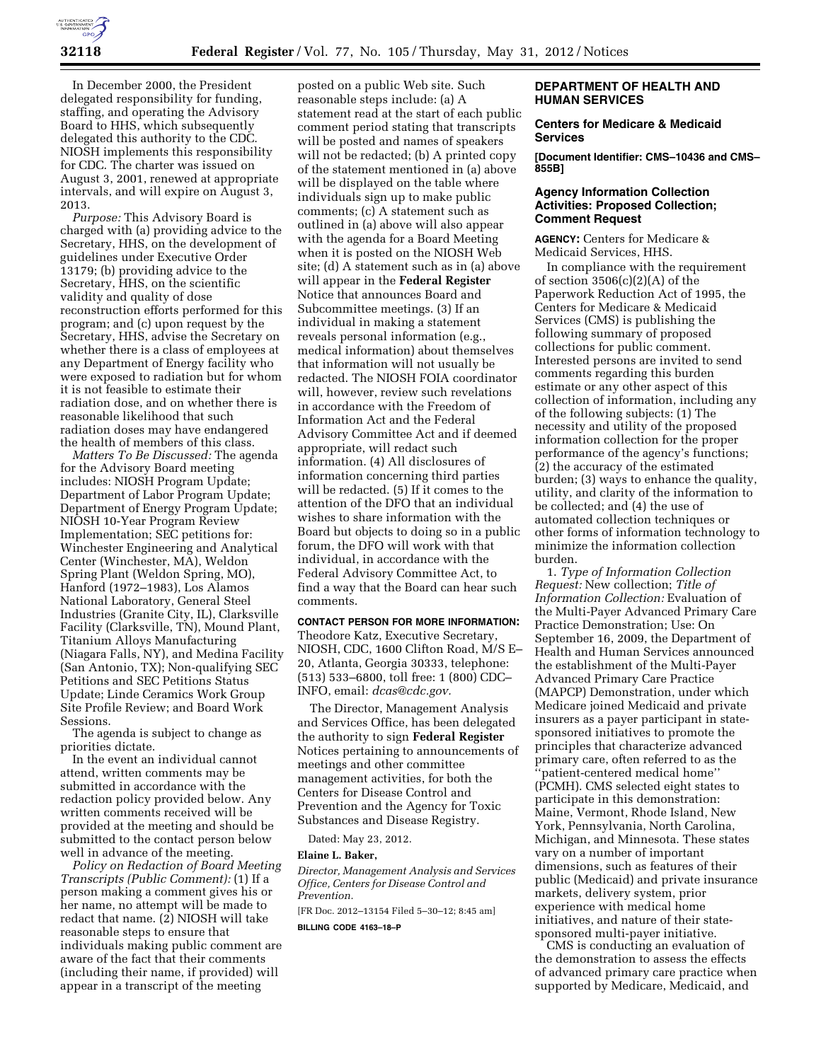In December 2000, the President delegated responsibility for funding, staffing, and operating the Advisory Board to HHS, which subsequently delegated this authority to the CDC. NIOSH implements this responsibility for CDC. The charter was issued on August 3, 2001, renewed at appropriate intervals, and will expire on August 3, 2013.

*Purpose:* This Advisory Board is charged with (a) providing advice to the Secretary, HHS, on the development of guidelines under Executive Order 13179; (b) providing advice to the Secretary, HHS, on the scientific validity and quality of dose reconstruction efforts performed for this program; and (c) upon request by the Secretary, HHS, advise the Secretary on whether there is a class of employees at any Department of Energy facility who were exposed to radiation but for whom it is not feasible to estimate their radiation dose, and on whether there is reasonable likelihood that such radiation doses may have endangered the health of members of this class.

*Matters To Be Discussed:* The agenda for the Advisory Board meeting includes: NIOSH Program Update; Department of Labor Program Update; Department of Energy Program Update; NIOSH 10-Year Program Review Implementation; SEC petitions for: Winchester Engineering and Analytical Center (Winchester, MA), Weldon Spring Plant (Weldon Spring, MO), Hanford (1972–1983), Los Alamos National Laboratory, General Steel Industries (Granite City, IL), Clarksville Facility (Clarksville, TN), Mound Plant, Titanium Alloys Manufacturing (Niagara Falls, NY), and Medina Facility (San Antonio, TX); Non-qualifying SEC Petitions and SEC Petitions Status Update; Linde Ceramics Work Group Site Profile Review; and Board Work Sessions.

The agenda is subject to change as priorities dictate.

In the event an individual cannot attend, written comments may be submitted in accordance with the redaction policy provided below. Any written comments received will be provided at the meeting and should be submitted to the contact person below well in advance of the meeting.

*Policy on Redaction of Board Meeting Transcripts (Public Comment):* (1) If a person making a comment gives his or her name, no attempt will be made to redact that name. (2) NIOSH will take reasonable steps to ensure that individuals making public comment are aware of the fact that their comments (including their name, if provided) will appear in a transcript of the meeting posted on a public Web site. Such reasonable steps include: (a) A statement read at the start of each public comment period stating that transcripts will be posted and names of speakers will not be redacted; (b) A printed copy of the statement mentioned in (a) above will be displayed on the table where individuals sign up to make public comments; (c) A statement such as outlined in (a) above will also appear with the agenda for a Board Meeting when it is posted on the NIOSH Web site; (d) A statement such as in (a) above will appear in the **Federal Register** Notice that announces Board and Subcommittee meetings. (3) If an individual in making a statement reveals personal information (e.g., medical information) about themselves that information will not usually be redacted. The NIOSH FOIA coordinator will, however, review such revelations in accordance with the Freedom of Information Act and the Federal Advisory Committee Act and if deemed appropriate, will redact such information. (4) All disclosures of information concerning third parties will be redacted. (5) If it comes to the attention of the DFO that an individual wishes to share information with the Board but objects to doing so in a public forum, the DFO will work with that individual, in accordance with the Federal Advisory Committee Act, to find a way that the Board can hear such comments.

**CONTACT PERSON FOR MORE INFORMATION:** Theodore Katz, Executive Secretary, NIOSH, CDC, 1600 Clifton Road, M/S E–20, Atlanta, Georgia 30333, telephone: (513) 533–6800, toll free: 1 (800) CDC–INFO, email: *dcas@cdc.gov.*

The Director, Management Analysis and Services Office, has been delegated the authority to sign **Federal Register** Notices pertaining to announcements of meetings and other committee management activities, for both the Centers for Disease Control and Prevention and the Agency for Toxic Substances and Disease Registry.

Dated: May 23, 2012.

**Elaine L. Baker,**

*Director, Management Analysis and Services Office, Centers for Disease Control and Prevention.*

[FR Doc. 2012–13154 Filed 5–30–12; 8:45 am]

**BILLING CODE 4163–18–P**

## DEPARTMENT OF HEALTH AND HUMAN SERVICES

### Centers for Medicare & Medicaid Services

**[Document Identifier: CMS–10436 and CMS–855B]**

### Agency Information Collection Activities: Proposed Collection; Comment Request

**AGENCY:** Centers for Medicare & Medicaid Services, HHS.

In compliance with the requirement of section 3506(c)(2)(A) of the Paperwork Reduction Act of 1995, the Centers for Medicare & Medicaid Services (CMS) is publishing the following summary of proposed collections for public comment. Interested persons are invited to send comments regarding this burden estimate or any other aspect of this collection of information, including any of the following subjects: (1) The necessity and utility of the proposed information collection for the proper performance of the agency's functions; (2) the accuracy of the estimated burden; (3) ways to enhance the quality, utility, and clarity of the information to be collected; and (4) the use of automated collection techniques or other forms of information technology to minimize the information collection burden.

1. *Type of Information Collection Request:* New collection; *Title of Information Collection:* Evaluation of the Multi-Payer Advanced Primary Care Practice Demonstration; Use: On September 16, 2009, the Department of Health and Human Services announced the establishment of the Multi-Payer Advanced Primary Care Practice (MAPCP) Demonstration, under which Medicare joined Medicaid and private insurers as a payer participant in state-sponsored initiatives to promote the principles that characterize advanced primary care, often referred to as the ''patient-centered medical home'' (PCMH). CMS selected eight states to participate in this demonstration: Maine, Vermont, Rhode Island, New York, Pennsylvania, North Carolina, Michigan, and Minnesota. These states vary on a number of important dimensions, such as features of their public (Medicaid) and private insurance markets, delivery system, prior experience with medical home initiatives, and nature of their state-sponsored multi-payer initiative.

CMS is conducting an evaluation of the demonstration to assess the effects of advanced primary care practice when supported by Medicare, Medicaid, and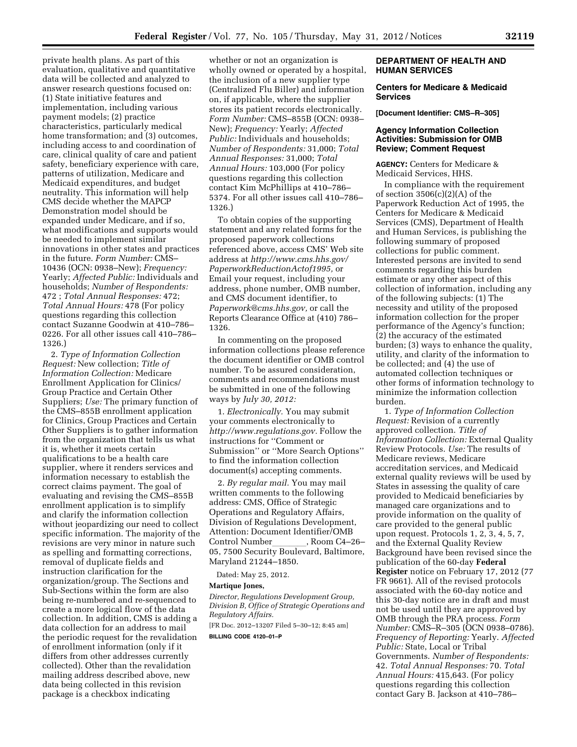private health plans. As part of this evaluation, qualitative and quantitative data will be collected and analyzed to answer research questions focused on: (1) State initiative features and implementation, including various payment models; (2) practice characteristics, particularly medical home transformation; and (3) outcomes, including access to and coordination of care, clinical quality of care and patient safety, beneficiary experience with care, patterns of utilization, Medicare and Medicaid expenditures, and budget neutrality. This information will help CMS decide whether the MAPCP Demonstration model should be expanded under Medicare, and if so, what modifications and supports would be needed to implement similar innovations in other states and practices in the future. *Form Number:* CMS–10436 (OCN: 0938–New); *Frequency:* Yearly; *Affected Public:* Individuals and households; *Number of Respondents:* 472 ; *Total Annual Responses:* 472; *Total Annual Hours:* 478 (For policy questions regarding this collection contact Suzanne Goodwin at 410–786–0226. For all other issues call 410–786–1326.)

2. *Type of Information Collection Request:* New collection; *Title of Information Collection:* Medicare Enrollment Application for Clinics/Group Practice and Certain Other Suppliers; *Use:* The primary function of the CMS–855B enrollment application for Clinics, Group Practices and Certain Other Suppliers is to gather information from the organization that tells us what it is, whether it meets certain qualifications to be a health care supplier, where it renders services and information necessary to establish the correct claims payment. The goal of evaluating and revising the CMS–855B enrollment application is to simplify and clarify the information collection without jeopardizing our need to collect specific information. The majority of the revisions are very minor in nature such as spelling and formatting corrections, removal of duplicate fields and instruction clarification for the organization/group. The Sections and Sub-Sections within the form are also being re-numbered and re-sequenced to create a more logical flow of the data collection. In addition, CMS is adding a data collection for an address to mail the periodic request for the revalidation of enrollment information (only if it differs from other addresses currently collected). Other than the revalidation mailing address described above, new data being collected in this revision package is a checkbox indicating whether or not an organization is wholly owned or operated by a hospital, the inclusion of a new supplier type (Centralized Flu Biller) and information on, if applicable, where the supplier stores its patient records electronically. *Form Number:* CMS–855B (OCN: 0938–New); *Frequency:* Yearly; *Affected Public:* Individuals and households; *Number of Respondents:* 31,000; *Total Annual Responses:* 31,000; *Total Annual Hours:* 103,000 (For policy questions regarding this collection contact Kim McPhillips at 410–786–5374. For all other issues call 410–786–1326.)

To obtain copies of the supporting statement and any related forms for the proposed paperwork collections referenced above, access CMS' Web site address at *http://www.cms.hhs.gov/PaperworkReductionActof1995,* or Email your request, including your address, phone number, OMB number, and CMS document identifier, to *Paperwork@cms.hhs.gov,* or call the Reports Clearance Office at (410) 786–1326.

In commenting on the proposed information collections please reference the document identifier or OMB control number. To be assured consideration, comments and recommendations must be submitted in one of the following ways by *July 30, 2012:*

1. *Electronically.* You may submit your comments electronically to *http://www.regulations.gov.* Follow the instructions for ''Comment or Submission'' or ''More Search Options'' to find the information collection document(s) accepting comments.

2. *By regular mail.* You may mail written comments to the following address: CMS, Office of Strategic Operations and Regulatory Affairs, Division of Regulations Development, Attention: Document Identifier/OMB Control Number________, Room C4–26–05, 7500 Security Boulevard, Baltimore, Maryland 21244–1850.

Dated: May 25, 2012.

**Martique Jones,**

*Director, Regulations Development Group, Division B, Office of Strategic Operations and Regulatory Affairs.*

[FR Doc. 2012–13207 Filed 5–30–12; 8:45 am]

**BILLING CODE 4120–01–P**

## DEPARTMENT OF HEALTH AND HUMAN SERVICES

### Centers for Medicare & Medicaid Services

**[Document Identifier: CMS–R–305]**

### Agency Information Collection Activities: Submission for OMB Review; Comment Request

**AGENCY:** Centers for Medicare & Medicaid Services, HHS.

In compliance with the requirement of section 3506(c)(2)(A) of the Paperwork Reduction Act of 1995, the Centers for Medicare & Medicaid Services (CMS), Department of Health and Human Services, is publishing the following summary of proposed collections for public comment. Interested persons are invited to send comments regarding this burden estimate or any other aspect of this collection of information, including any of the following subjects: (1) The necessity and utility of the proposed information collection for the proper performance of the Agency's function; (2) the accuracy of the estimated burden; (3) ways to enhance the quality, utility, and clarity of the information to be collected; and (4) the use of automated collection techniques or other forms of information technology to minimize the information collection burden.

1. *Type of Information Collection Request:* Revision of a currently approved collection. *Title of Information Collection:* External Quality Review Protocols. *Use:* The results of Medicare reviews, Medicare accreditation services, and Medicaid external quality reviews will be used by States in assessing the quality of care provided to Medicaid beneficiaries by managed care organizations and to provide information on the quality of care provided to the general public upon request. Protocols 1, 2, 3, 4, 5, 7, and the External Quality Review Background have been revised since the publication of the 60-day **Federal Register** notice on February 17, 2012 (77 FR 9661). All of the revised protocols associated with the 60-day notice and this 30-day notice are in draft and must not be used until they are approved by OMB through the PRA process. *Form Number:* CMS–R–305 (OCN 0938–0786). *Frequency of Reporting:* Yearly. *Affected Public:* State, Local or Tribal Governments. *Number of Respondents:* 42. *Total Annual Responses:* 70. *Total Annual Hours:* 415,643. (For policy questions regarding this collection contact Gary B. Jackson at 410–786–